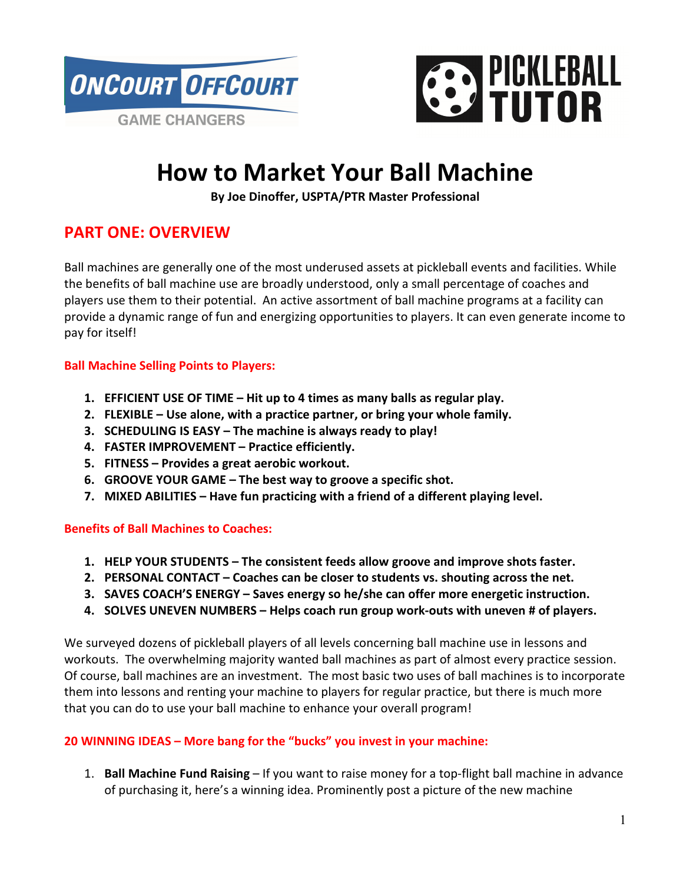ONCOURT OFFCOURT
GAME CHANGERS

PICKLEBALL TUTOR

# How to Market Your Ball Machine

**By Joe Dinoffer, USPTA/PTR Master Professional**

## PART ONE: OVERVIEW

Ball machines are generally one of the most underused assets at pickleball events and facilities. While the benefits of ball machine use are broadly understood, only a small percentage of coaches and players use them to their potential. An active assortment of ball machine programs at a facility can provide a dynamic range of fun and energizing opportunities to players. It can even generate income to pay for itself!

### Ball Machine Selling Points to Players:

1. **EFFICIENT USE OF TIME – Hit up to 4 times as many balls as regular play.**
2. **FLEXIBLE – Use alone, with a practice partner, or bring your whole family.**
3. **SCHEDULING IS EASY – The machine is always ready to play!**
4. **FASTER IMPROVEMENT – Practice efficiently.**
5. **FITNESS – Provides a great aerobic workout.**
6. **GROOVE YOUR GAME – The best way to groove a specific shot.**
7. **MIXED ABILITIES – Have fun practicing with a friend of a different playing level.**

### Benefits of Ball Machines to Coaches:

1. **HELP YOUR STUDENTS – The consistent feeds allow groove and improve shots faster.**
2. **PERSONAL CONTACT – Coaches can be closer to students vs. shouting across the net.**
3. **SAVES COACH'S ENERGY – Saves energy so he/she can offer more energetic instruction.**
4. **SOLVES UNEVEN NUMBERS – Helps coach run group work-outs with uneven # of players.**

We surveyed dozens of pickleball players of all levels concerning ball machine use in lessons and workouts. The overwhelming majority wanted ball machines as part of almost every practice session. Of course, ball machines are an investment. The most basic two uses of ball machines is to incorporate them into lessons and renting your machine to players for regular practice, but there is much more that you can do to use your ball machine to enhance your overall program!

### 20 WINNING IDEAS – More bang for the "bucks" you invest in your machine:

1. **Ball Machine Fund Raising** – If you want to raise money for a top-flight ball machine in advance of purchasing it, here's a winning idea. Prominently post a picture of the new machine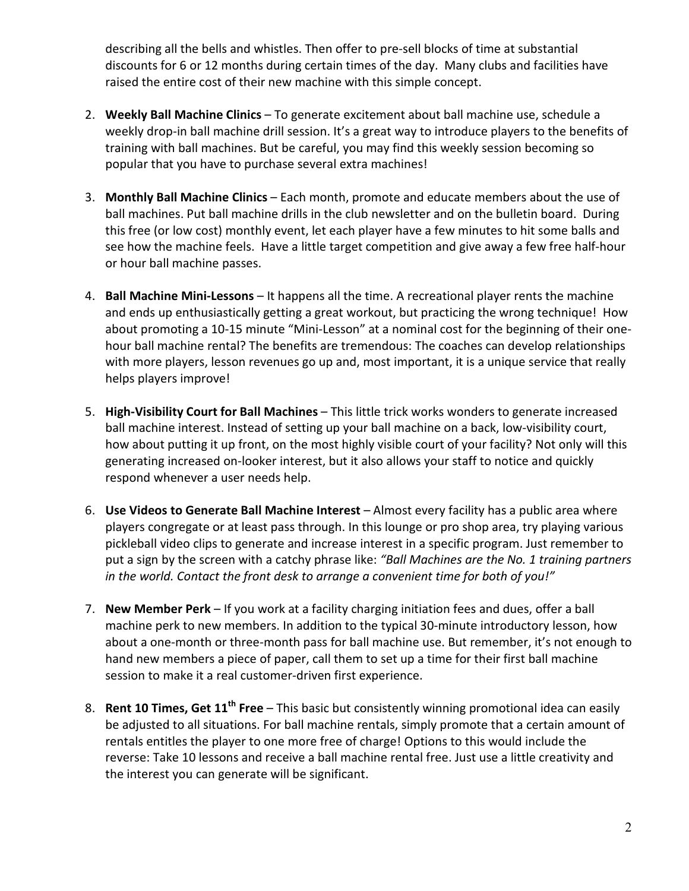describing all the bells and whistles. Then offer to pre-sell blocks of time at substantial discounts for 6 or 12 months during certain times of the day. Many clubs and facilities have raised the entire cost of their new machine with this simple concept.

2. **Weekly Ball Machine Clinics** – To generate excitement about ball machine use, schedule a weekly drop-in ball machine drill session. It's a great way to introduce players to the benefits of training with ball machines. But be careful, you may find this weekly session becoming so popular that you have to purchase several extra machines!

3. **Monthly Ball Machine Clinics** – Each month, promote and educate members about the use of ball machines. Put ball machine drills in the club newsletter and on the bulletin board. During this free (or low cost) monthly event, let each player have a few minutes to hit some balls and see how the machine feels. Have a little target competition and give away a few free half-hour or hour ball machine passes.

4. **Ball Machine Mini-Lessons** – It happens all the time. A recreational player rents the machine and ends up enthusiastically getting a great workout, but practicing the wrong technique! How about promoting a 10-15 minute "Mini-Lesson" at a nominal cost for the beginning of their one-hour ball machine rental? The benefits are tremendous: The coaches can develop relationships with more players, lesson revenues go up and, most important, it is a unique service that really helps players improve!

5. **High-Visibility Court for Ball Machines** – This little trick works wonders to generate increased ball machine interest. Instead of setting up your ball machine on a back, low-visibility court, how about putting it up front, on the most highly visible court of your facility? Not only will this generating increased on-looker interest, but it also allows your staff to notice and quickly respond whenever a user needs help.

6. **Use Videos to Generate Ball Machine Interest** – Almost every facility has a public area where players congregate or at least pass through. In this lounge or pro shop area, try playing various pickleball video clips to generate and increase interest in a specific program. Just remember to put a sign by the screen with a catchy phrase like: *"Ball Machines are the No. 1 training partners in the world. Contact the front desk to arrange a convenient time for both of you!"*

7. **New Member Perk** – If you work at a facility charging initiation fees and dues, offer a ball machine perk to new members. In addition to the typical 30-minute introductory lesson, how about a one-month or three-month pass for ball machine use. But remember, it's not enough to hand new members a piece of paper, call them to set up a time for their first ball machine session to make it a real customer-driven first experience.

8. **Rent 10 Times, Get 11th Free** – This basic but consistently winning promotional idea can easily be adjusted to all situations. For ball machine rentals, simply promote that a certain amount of rentals entitles the player to one more free of charge! Options to this would include the reverse: Take 10 lessons and receive a ball machine rental free. Just use a little creativity and the interest you can generate will be significant.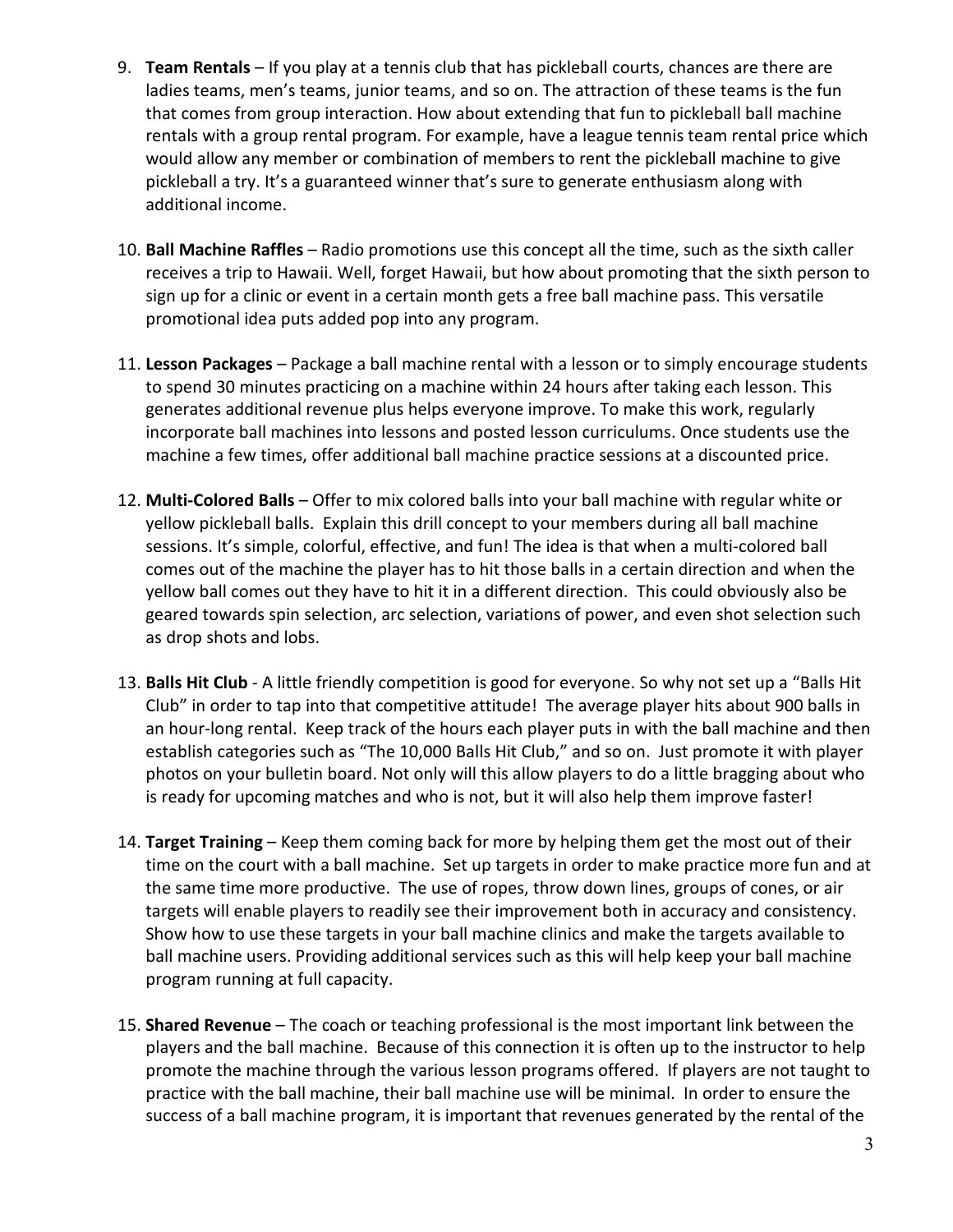9. **Team Rentals** – If you play at a tennis club that has pickleball courts, chances are there are ladies teams, men's teams, junior teams, and so on. The attraction of these teams is the fun that comes from group interaction. How about extending that fun to pickleball ball machine rentals with a group rental program. For example, have a league tennis team rental price which would allow any member or combination of members to rent the pickleball machine to give pickleball a try. It's a guaranteed winner that's sure to generate enthusiasm along with additional income.

10. **Ball Machine Raffles** – Radio promotions use this concept all the time, such as the sixth caller receives a trip to Hawaii. Well, forget Hawaii, but how about promoting that the sixth person to sign up for a clinic or event in a certain month gets a free ball machine pass. This versatile promotional idea puts added pop into any program.

11. **Lesson Packages** – Package a ball machine rental with a lesson or to simply encourage students to spend 30 minutes practicing on a machine within 24 hours after taking each lesson. This generates additional revenue plus helps everyone improve. To make this work, regularly incorporate ball machines into lessons and posted lesson curriculums. Once students use the machine a few times, offer additional ball machine practice sessions at a discounted price.

12. **Multi-Colored Balls** – Offer to mix colored balls into your ball machine with regular white or yellow pickleball balls. Explain this drill concept to your members during all ball machine sessions. It's simple, colorful, effective, and fun! The idea is that when a multi-colored ball comes out of the machine the player has to hit those balls in a certain direction and when the yellow ball comes out they have to hit it in a different direction. This could obviously also be geared towards spin selection, arc selection, variations of power, and even shot selection such as drop shots and lobs.

13. **Balls Hit Club** - A little friendly competition is good for everyone. So why not set up a "Balls Hit Club" in order to tap into that competitive attitude! The average player hits about 900 balls in an hour-long rental. Keep track of the hours each player puts in with the ball machine and then establish categories such as "The 10,000 Balls Hit Club," and so on. Just promote it with player photos on your bulletin board. Not only will this allow players to do a little bragging about who is ready for upcoming matches and who is not, but it will also help them improve faster!

14. **Target Training** – Keep them coming back for more by helping them get the most out of their time on the court with a ball machine. Set up targets in order to make practice more fun and at the same time more productive. The use of ropes, throw down lines, groups of cones, or air targets will enable players to readily see their improvement both in accuracy and consistency. Show how to use these targets in your ball machine clinics and make the targets available to ball machine users. Providing additional services such as this will help keep your ball machine program running at full capacity.

15. **Shared Revenue** – The coach or teaching professional is the most important link between the players and the ball machine. Because of this connection it is often up to the instructor to help promote the machine through the various lesson programs offered. If players are not taught to practice with the ball machine, their ball machine use will be minimal. In order to ensure the success of a ball machine program, it is important that revenues generated by the rental of the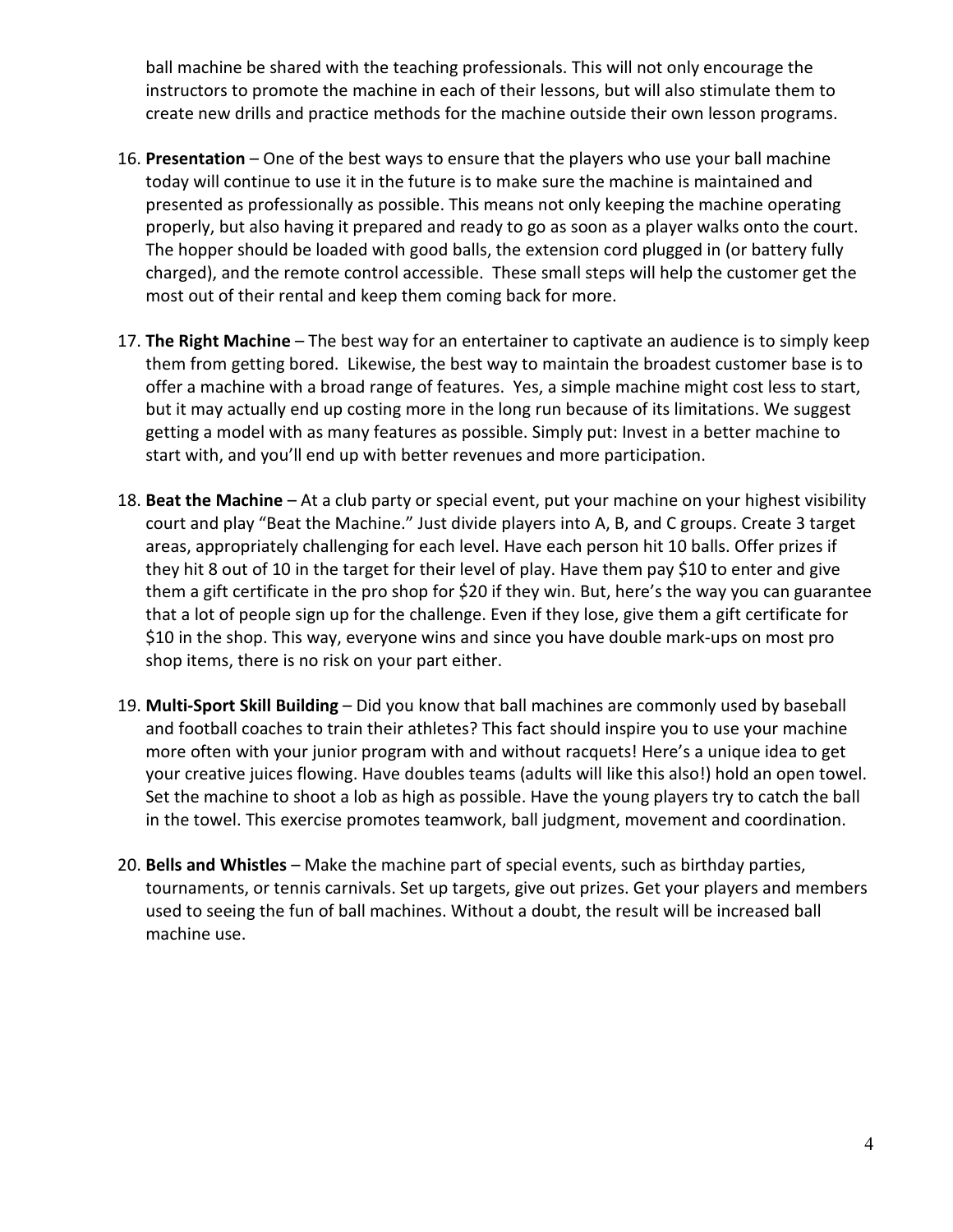ball machine be shared with the teaching professionals. This will not only encourage the instructors to promote the machine in each of their lessons, but will also stimulate them to create new drills and practice methods for the machine outside their own lesson programs.

16. **Presentation** – One of the best ways to ensure that the players who use your ball machine today will continue to use it in the future is to make sure the machine is maintained and presented as professionally as possible. This means not only keeping the machine operating properly, but also having it prepared and ready to go as soon as a player walks onto the court. The hopper should be loaded with good balls, the extension cord plugged in (or battery fully charged), and the remote control accessible. These small steps will help the customer get the most out of their rental and keep them coming back for more.

17. **The Right Machine** – The best way for an entertainer to captivate an audience is to simply keep them from getting bored. Likewise, the best way to maintain the broadest customer base is to offer a machine with a broad range of features. Yes, a simple machine might cost less to start, but it may actually end up costing more in the long run because of its limitations. We suggest getting a model with as many features as possible. Simply put: Invest in a better machine to start with, and you'll end up with better revenues and more participation.

18. **Beat the Machine** – At a club party or special event, put your machine on your highest visibility court and play "Beat the Machine." Just divide players into A, B, and C groups. Create 3 target areas, appropriately challenging for each level. Have each person hit 10 balls. Offer prizes if they hit 8 out of 10 in the target for their level of play. Have them pay $10 to enter and give them a gift certificate in the pro shop for $20 if they win. But, here's the way you can guarantee that a lot of people sign up for the challenge. Even if they lose, give them a gift certificate for $10 in the shop. This way, everyone wins and since you have double mark-ups on most pro shop items, there is no risk on your part either.

19. **Multi-Sport Skill Building** – Did you know that ball machines are commonly used by baseball and football coaches to train their athletes? This fact should inspire you to use your machine more often with your junior program with and without racquets! Here's a unique idea to get your creative juices flowing. Have doubles teams (adults will like this also!) hold an open towel. Set the machine to shoot a lob as high as possible. Have the young players try to catch the ball in the towel. This exercise promotes teamwork, ball judgment, movement and coordination.

20. **Bells and Whistles** – Make the machine part of special events, such as birthday parties, tournaments, or tennis carnivals. Set up targets, give out prizes. Get your players and members used to seeing the fun of ball machines. Without a doubt, the result will be increased ball machine use.